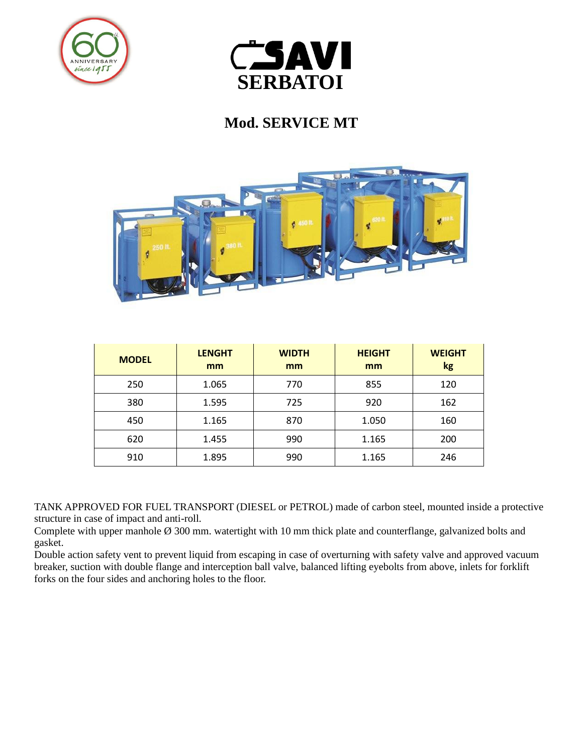# SAVI SERBATOI

## Mod. SERVICE MT

| MODEL | LENGHT mm | WIDTH mm | HEIGHT mm | WEIGHT kg |
|---|---|---|---|---|
| 250 | 1.065 | 770 | 855 | 120 |
| 380 | 1.595 | 725 | 920 | 162 |
| 450 | 1.165 | 870 | 1.050 | 160 |
| 620 | 1.455 | 990 | 1.165 | 200 |
| 910 | 1.895 | 990 | 1.165 | 246 |

TANK APPROVED FOR FUEL TRANSPORT (DIESEL or PETROL) made of carbon steel, mounted inside a protective structure in case of impact and anti-roll.

Complete with upper manhole Ø 300 mm. watertight with 10 mm thick plate and counterflange, galvanized bolts and gasket.

Double action safety vent to prevent liquid from escaping in case of overturning with safety valve and approved vacuum breaker, suction with double flange and interception ball valve, balanced lifting eyebolts from above, inlets for forklift forks on the four sides and anchoring holes to the floor.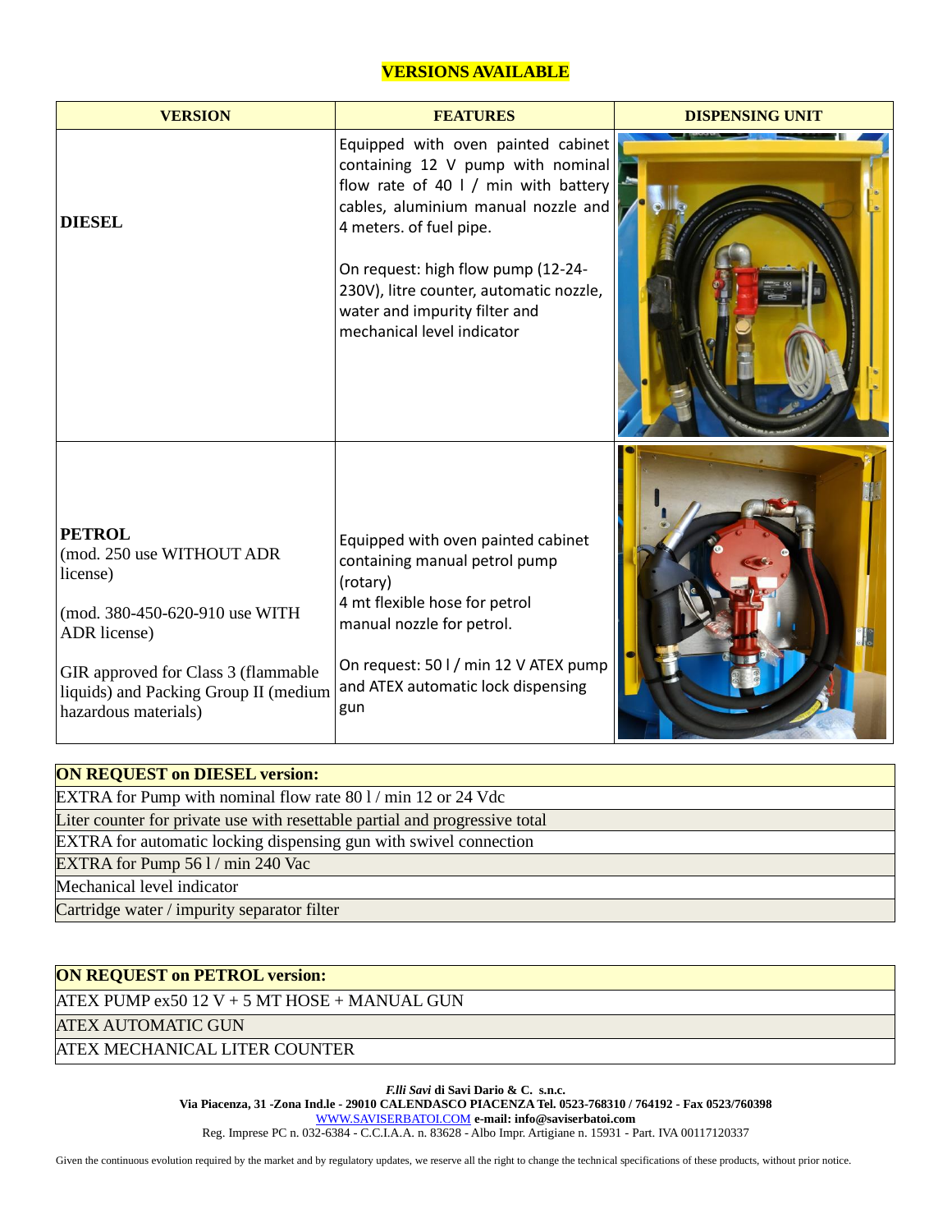## VERSIONS AVAILABLE

| VERSION | FEATURES | DISPENSING UNIT |
|---|---|---|
| **DIESEL** | Equipped with oven painted cabinet containing 12 V pump with nominal flow rate of 40 l / min with battery cables, aluminium manual nozzle and 4 meters. of fuel pipe.<br><br>On request: high flow pump (12-24-230V), litre counter, automatic nozzle, water and impurity filter and mechanical level indicator | |
| **PETROL**<br>(mod. 250 use WITHOUT ADR license)<br><br>(mod. 380-450-620-910 use WITH ADR license)<br><br>GIR approved for Class 3 (flammable liquids) and Packing Group II (medium hazardous materials) | Equipped with oven painted cabinet containing manual petrol pump (rotary)<br>4 mt flexible hose for petrol manual nozzle for petrol.<br><br>On request: 50 l / min 12 V ATEX pump and ATEX automatic lock dispensing gun | |

| **ON REQUEST on DIESEL version:** |
|---|
| EXTRA for Pump with nominal flow rate 80 l / min 12 or 24 Vdc |
| Liter counter for private use with resettable partial and progressive total |
| EXTRA for automatic locking dispensing gun with swivel connection |
| EXTRA for Pump 56 l / min 240 Vac |
| Mechanical level indicator |
| Cartridge water / impurity separator filter |

| **ON REQUEST on PETROL version:** |
|---|
| ATEX PUMP ex50 12 V + 5 MT HOSE + MANUAL GUN |
| ATEX AUTOMATIC GUN |
| ATEX MECHANICAL LITER COUNTER |

***F.lli Savi* di Savi Dario & C. s.n.c.**
**Via Piacenza, 31 -Zona Ind.le - 29010 CALENDASCO PIACENZA Tel. 0523-768310 / 764192 - Fax 0523/760398**
WWW.SAVISERBATOI.COM **e-mail: info@saviserbatoi.com**
Reg. Imprese PC n. 032-6384 - C.C.I.A.A. n. 83628 - Albo Impr. Artigiane n. 15931 - Part. IVA 00117120337

Given the continuous evolution required by the market and by regulatory updates, we reserve all the right to change the technical specifications of these products, without prior notice.